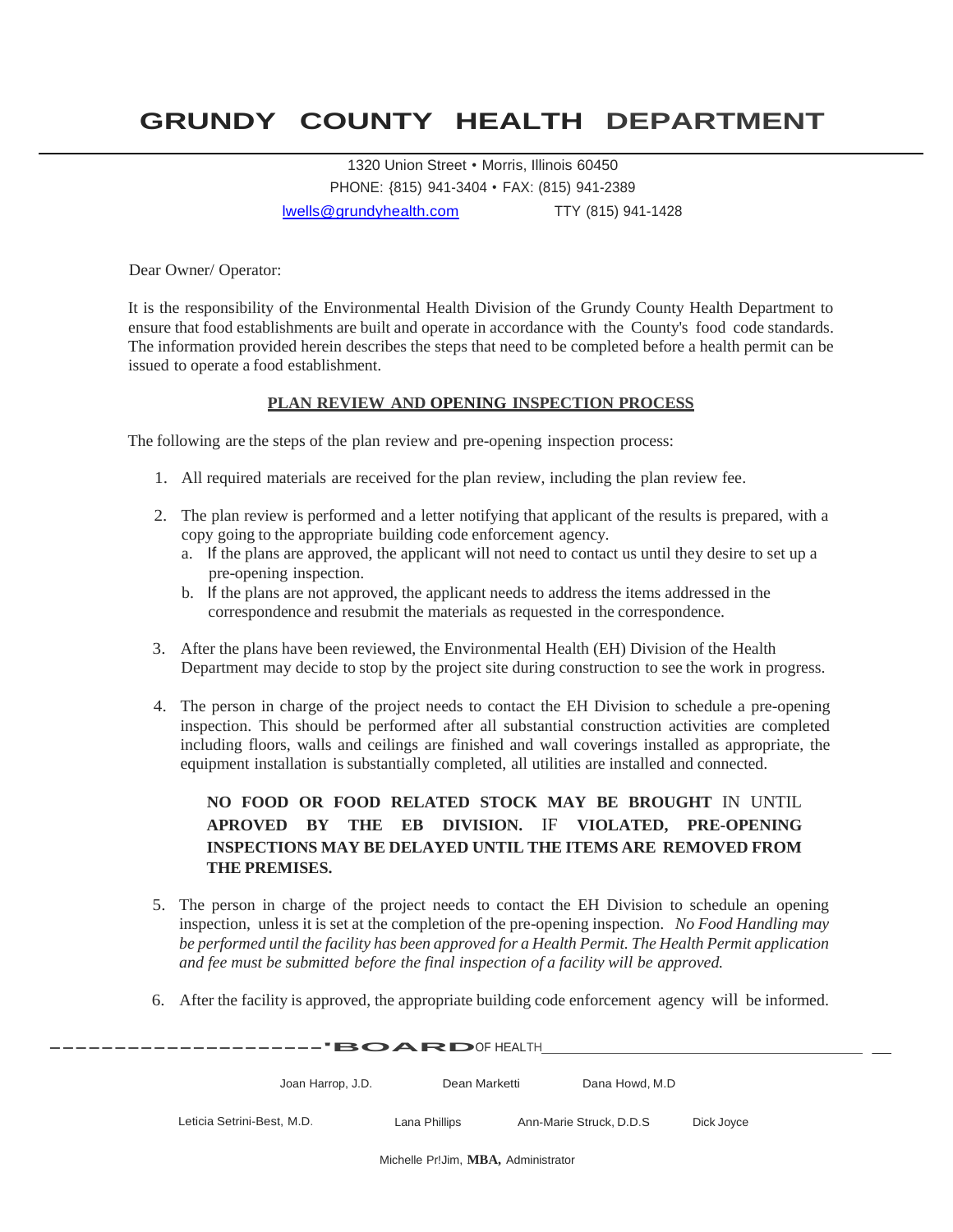# GRUNDY COUNTY HEALTH DEPARTMENT

1320 Union Street • Morris, Illinois 60450
PHONE: {815) 941-3404 • FAX: (815) 941-2389
lwells@grundyhealth.com TTY (815) 941-1428

Dear Owner/ Operator:

It is the responsibility of the Environmental Health Division of the Grundy County Health Department to ensure that food establishments are built and operate in accordance with the County's food code standards. The information provided herein describes the steps that need to be completed before a health permit can be issued to operate a food establishment.

**PLAN REVIEW AND OPENING INSPECTION PROCESS**

The following are the steps of the plan review and pre-opening inspection process:

1. All required materials are received for the plan review, including the plan review fee.

2. The plan review is performed and a letter notifying that applicant of the results is prepared, with a copy going to the appropriate building code enforcement agency.
   a. If the plans are approved, the applicant will not need to contact us until they desire to set up a pre-opening inspection.
   b. If the plans are not approved, the applicant needs to address the items addressed in the correspondence and resubmit the materials as requested in the correspondence.

3. After the plans have been reviewed, the Environmental Health (EH) Division of the Health Department may decide to stop by the project site during construction to see the work in progress.

4. The person in charge of the project needs to contact the EH Division to schedule a pre-opening inspection. This should be performed after all substantial construction activities are completed including floors, walls and ceilings are finished and wall coverings installed as appropriate, the equipment installation is substantially completed, all utilities are installed and connected.

   **NO FOOD OR FOOD RELATED STOCK MAY BE BROUGHT** IN UNTIL **APROVED BY THE EB DIVISION.** IF **VIOLATED, PRE-OPENING INSPECTIONS MAY BE DELAYED UNTIL THE ITEMS ARE REMOVED FROM THE PREMISES.**

5. The person in charge of the project needs to contact the EH Division to schedule an opening inspection, unless it is set at the completion of the pre-opening inspection. *No Food Handling may be performed until the facility has been approved for a Health Permit. The Health Permit application and fee must be submitted before the final inspection of a facility will be approved.*

6. After the facility is approved, the appropriate building code enforcement agency will be informed.

**BOARD** OF HEALTH

Joan Harrop, J.D. Dean Marketti Dana Howd, M.D

Leticia Setrini-Best, M.D. Lana Phillips Ann-Marie Struck, D.D.S Dick Joyce

Michelle Pr!Jim, **MBA,** Administrator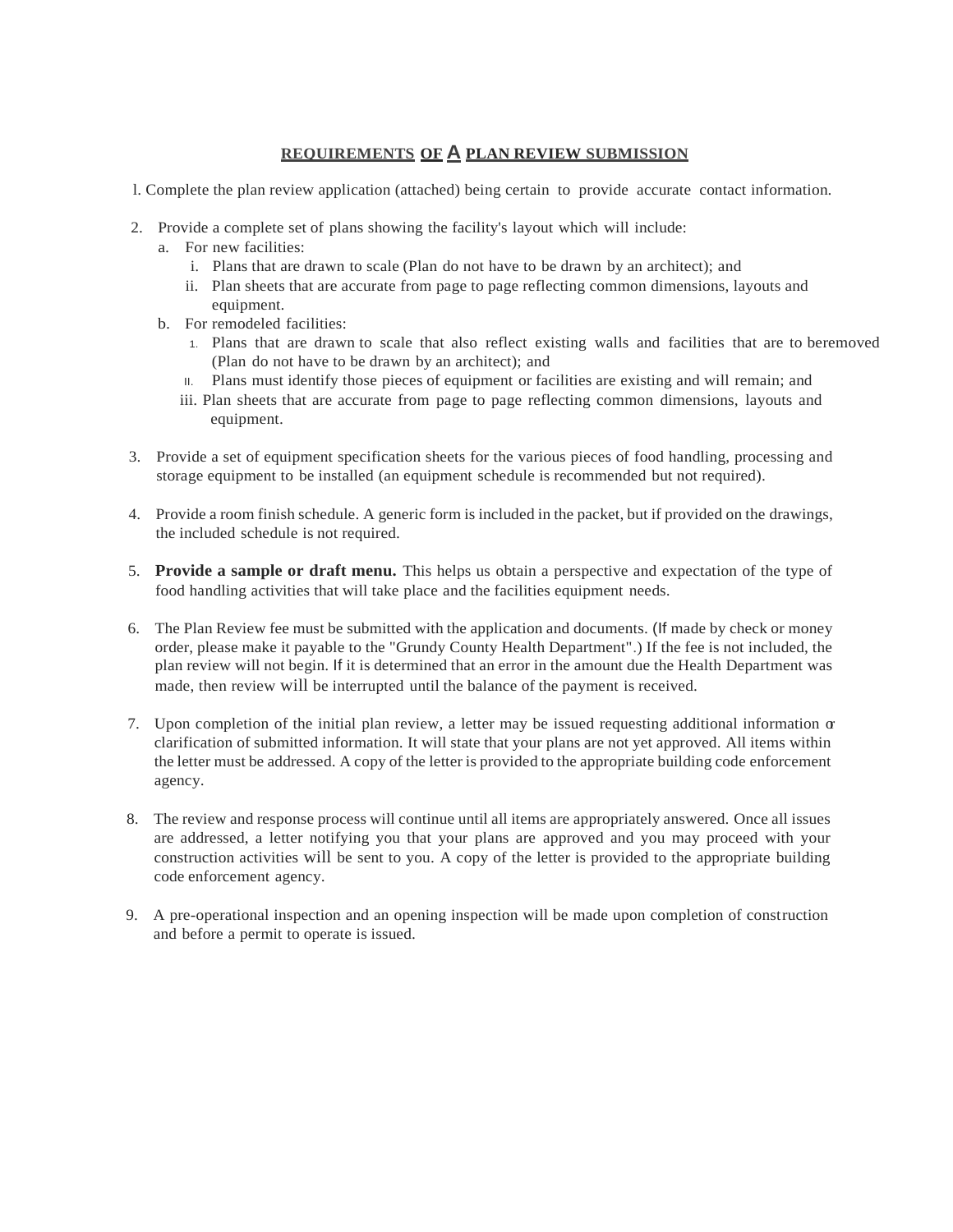## REQUIREMENTS OF A PLAN REVIEW SUBMISSION

1. Complete the plan review application (attached) being certain to provide accurate contact information.

2. Provide a complete set of plans showing the facility's layout which will include:
   a. For new facilities:
      i. Plans that are drawn to scale (Plan do not have to be drawn by an architect); and
      ii. Plan sheets that are accurate from page to page reflecting common dimensions, layouts and equipment.
   b. For remodeled facilities:
      1. Plans that are drawn to scale that also reflect existing walls and facilities that are to beremoved (Plan do not have to be drawn by an architect); and
      II. Plans must identify those pieces of equipment or facilities are existing and will remain; and
      iii. Plan sheets that are accurate from page to page reflecting common dimensions, layouts and equipment.

3. Provide a set of equipment specification sheets for the various pieces of food handling, processing and storage equipment to be installed (an equipment schedule is recommended but not required).

4. Provide a room finish schedule. A generic form is included in the packet, but if provided on the drawings, the included schedule is not required.

5. **Provide a sample or draft menu.** This helps us obtain a perspective and expectation of the type of food handling activities that will take place and the facilities equipment needs.

6. The Plan Review fee must be submitted with the application and documents. (If made by check or money order, please make it payable to the "Grundy County Health Department".) If the fee is not included, the plan review will not begin. If it is determined that an error in the amount due the Health Department was made, then review will be interrupted until the balance of the payment is received.

7. Upon completion of the initial plan review, a letter may be issued requesting additional information or clarification of submitted information. It will state that your plans are not yet approved. All items within the letter must be addressed. A copy of the letter is provided to the appropriate building code enforcement agency.

8. The review and response process will continue until all items are appropriately answered. Once all issues are addressed, a letter notifying you that your plans are approved and you may proceed with your construction activities will be sent to you. A copy of the letter is provided to the appropriate building code enforcement agency.

9. A pre-operational inspection and an opening inspection will be made upon completion of construction and before a permit to operate is issued.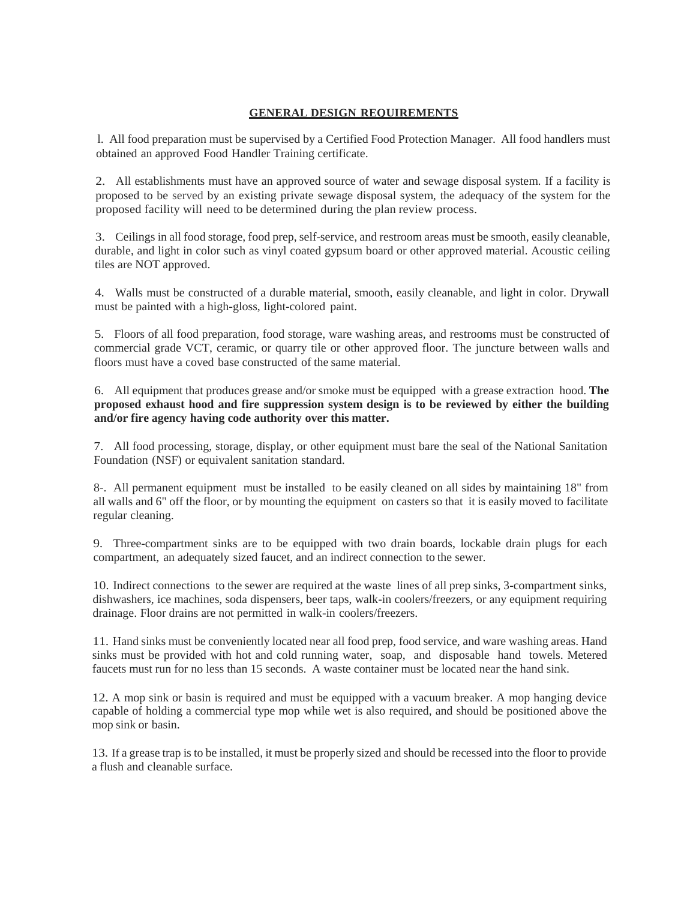## GENERAL DESIGN REQUIREMENTS

l. All food preparation must be supervised by a Certified Food Protection Manager. All food handlers must obtained an approved Food Handler Training certificate.

2. All establishments must have an approved source of water and sewage disposal system. If a facility is proposed to be served by an existing private sewage disposal system, the adequacy of the system for the proposed facility will need to be determined during the plan review process.

3. Ceilings in all food storage, food prep, self-service, and restroom areas must be smooth, easily cleanable, durable, and light in color such as vinyl coated gypsum board or other approved material. Acoustic ceiling tiles are NOT approved.

4. Walls must be constructed of a durable material, smooth, easily cleanable, and light in color. Drywall must be painted with a high-gloss, light-colored paint.

5. Floors of all food preparation, food storage, ware washing areas, and restrooms must be constructed of commercial grade VCT, ceramic, or quarry tile or other approved floor. The juncture between walls and floors must have a coved base constructed of the same material.

6. All equipment that produces grease and/or smoke must be equipped with a grease extraction hood. **The proposed exhaust hood and fire suppression system design is to be reviewed by either the building and/or fire agency having code authority over this matter.**

7. All food processing, storage, display, or other equipment must bare the seal of the National Sanitation Foundation (NSF) or equivalent sanitation standard.

8-. All permanent equipment must be installed to be easily cleaned on all sides by maintaining 18" from all walls and 6" off the floor, or by mounting the equipment on casters so that it is easily moved to facilitate regular cleaning.

9. Three-compartment sinks are to be equipped with two drain boards, lockable drain plugs for each compartment, an adequately sized faucet, and an indirect connection to the sewer.

10. Indirect connections to the sewer are required at the waste lines of all prep sinks, 3-compartment sinks, dishwashers, ice machines, soda dispensers, beer taps, walk-in coolers/freezers, or any equipment requiring drainage. Floor drains are not permitted in walk-in coolers/freezers.

11. Hand sinks must be conveniently located near all food prep, food service, and ware washing areas. Hand sinks must be provided with hot and cold running water, soap, and disposable hand towels. Metered faucets must run for no less than 15 seconds. A waste container must be located near the hand sink.

12. A mop sink or basin is required and must be equipped with a vacuum breaker. A mop hanging device capable of holding a commercial type mop while wet is also required, and should be positioned above the mop sink or basin.

13. If a grease trap is to be installed, it must be properly sized and should be recessed into the floor to provide a flush and cleanable surface.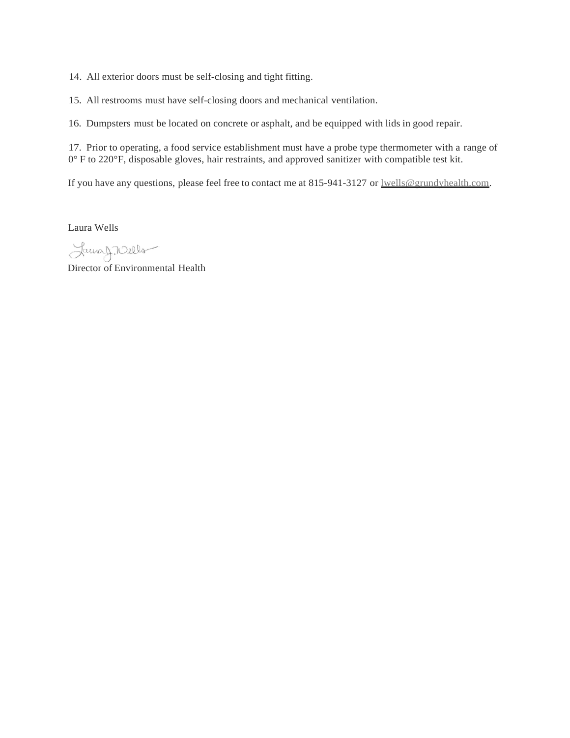14. All exterior doors must be self-closing and tight fitting.

15. All restrooms must have self-closing doors and mechanical ventilation.

16. Dumpsters must be located on concrete or asphalt, and be equipped with lids in good repair.

17. Prior to operating, a food service establishment must have a probe type thermometer with a range of 0° F to 220°F, disposable gloves, hair restraints, and approved sanitizer with compatible test kit.

If you have any questions, please feel free to contact me at 815-941-3127 or lwells@grundyhealth.com.

Laura Wells

Director of Environmental Health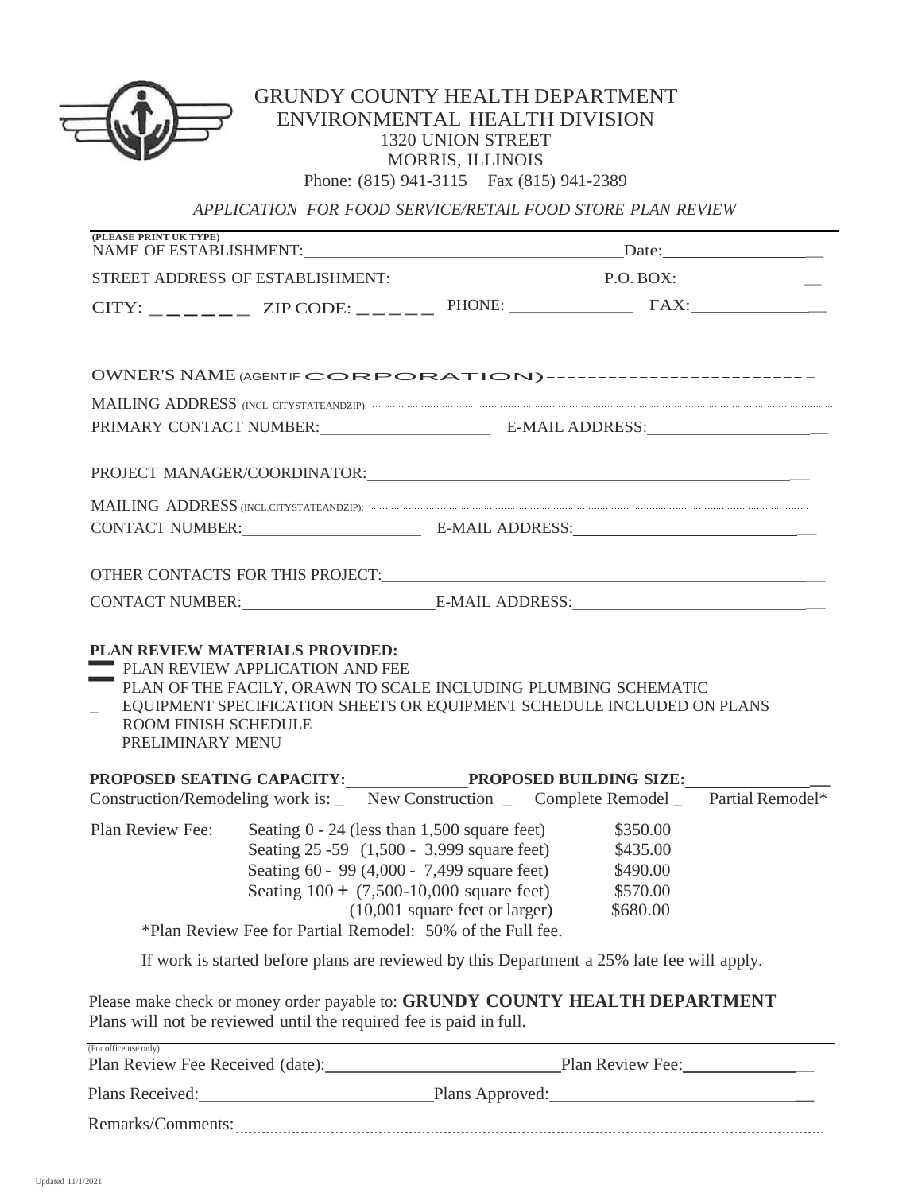# GRUNDY COUNTY HEALTH DEPARTMENT

## ENVIRONMENTAL HEALTH DIVISION

1320 UNION STREET
MORRIS, ILLINOIS
Phone: (815) 941-3115 Fax (815) 941-2389

*APPLICATION FOR FOOD SERVICE/RETAIL FOOD STORE PLAN REVIEW*

**(PLEASE PRINT UK TYPE)**

NAME OF ESTABLISHMENT: ______________________________ Date: ______________

STREET ADDRESS OF ESTABLISHMENT: ______________________ P.O. BOX: ______________

CITY: _______ ZIP CODE: _____ PHONE: ______________ FAX: ______________

OWNER'S NAME (AGENT IF CORPORATION) __________________________

MAILING ADDRESS (INCL CITYSTATEANDZIP): ..........................................................

PRIMARY CONTACT NUMBER: __________________ E-MAIL ADDRESS: __________________

PROJECT MANAGER/COORDINATOR: ______________________________________________

MAILING ADDRESS (INCL.CITYSTATEANDZIP): ..........................................................

CONTACT NUMBER: ____________________ E-MAIL ADDRESS: __________________________

OTHER CONTACTS FOR THIS PROJECT: __________________________________________

CONTACT NUMBER: ____________________ E-MAIL ADDRESS: __________________________

**PLAN REVIEW MATERIALS PROVIDED:**

- PLAN REVIEW APPLICATION AND FEE
- PLAN OF THE FACILY, ORAWN TO SCALE INCLUDING PLUMBING SCHEMATIC
- EQUIPMENT SPECIFICATION SHEETS OR EQUIPMENT SCHEDULE INCLUDED ON PLANS
- ROOM FINISH SCHEDULE
- PRELIMINARY MENU

**PROPOSED SEATING CAPACITY:** ______________ **PROPOSED BUILDING SIZE:** ______________

Construction/Remodeling work is: _ New Construction _ Complete Remodel _ Partial Remodel*

| Plan Review Fee: | | |
|---|---|---|
| | Seating 0 - 24 (less than 1,500 square feet) | $350.00 |
| | Seating 25 -59 (1,500 - 3,999 square feet) | $435.00 |
| | Seating 60 - 99 (4,000 - 7,499 square feet) | $490.00 |
| | Seating 100 + (7,500-10,000 square feet) | $570.00 |
| | (10,001 square feet or larger) | $680.00 |

*Plan Review Fee for Partial Remodel: 50% of the Full fee.

If work is started before plans are reviewed by this Department a 25% late fee will apply.

Please make check or money order payable to: **GRUNDY COUNTY HEALTH DEPARTMENT**
Plans will not be reviewed until the required fee is paid in full.

(For office use only)

Plan Review Fee Received (date): ______________________ Plan Review Fee: ______________

Plans Received: ______________________ Plans Approved: ______________________

Remarks/Comments: ..........................................................

Updated 11/1/2021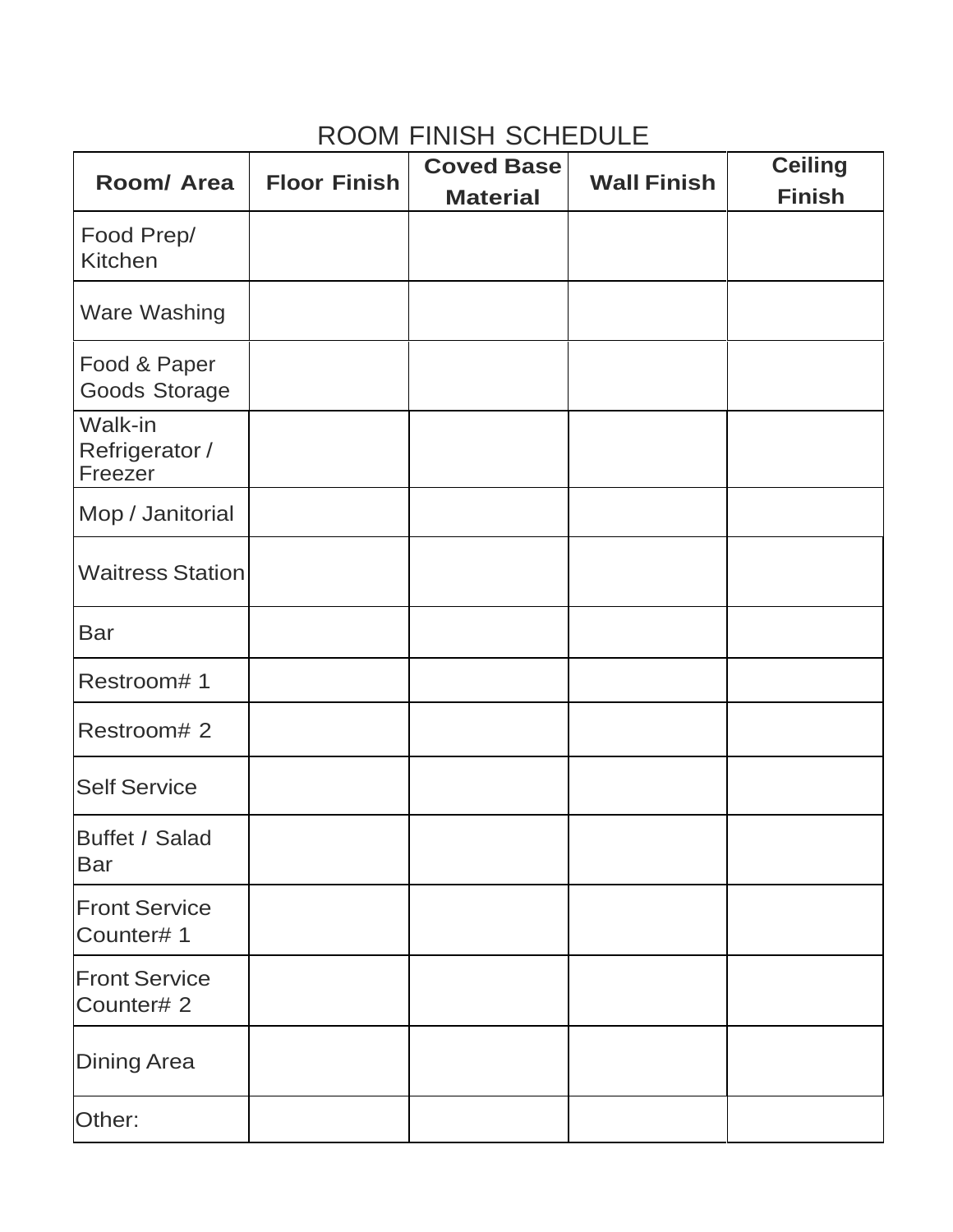# ROOM FINISH SCHEDULE

| Room/ Area | Floor Finish | Coved Base Material | Wall Finish | Ceiling Finish |
|---|---|---|---|---|
| Food Prep/ Kitchen | | | | |
| Ware Washing | | | | |
| Food & Paper Goods Storage | | | | |
| Walk-in Refrigerator / Freezer | | | | |
| Mop / Janitorial | | | | |
| Waitress Station | | | | |
| Bar | | | | |
| Restroom# 1 | | | | |
| Restroom# 2 | | | | |
| Self Service | | | | |
| Buffet / Salad Bar | | | | |
| Front Service Counter# 1 | | | | |
| Front Service Counter# 2 | | | | |
| Dining Area | | | | |
| Other: | | | | |